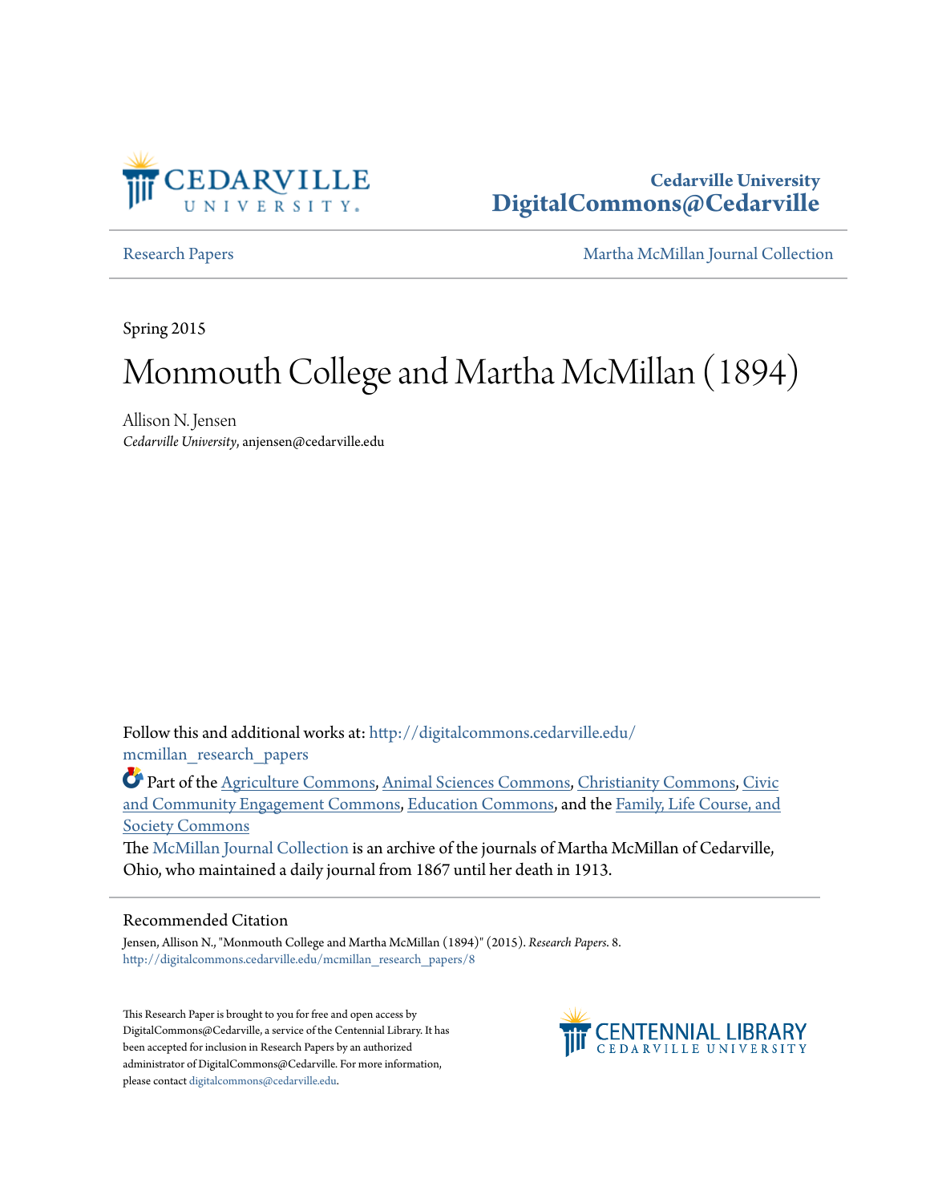Cedarville University
**DigitalCommons@Cedarville**

Research Papers | Martha McMillan Journal Collection

Spring 2015

# Monmouth College and Martha McMillan (1894)

Allison N. Jensen
*Cedarville University*, anjensen@cedarville.edu

Follow this and additional works at: http://digitalcommons.cedarville.edu/mcmillan_research_papers

Part of the Agriculture Commons, Animal Sciences Commons, Christianity Commons, Civic and Community Engagement Commons, Education Commons, and the Family, Life Course, and Society Commons

The McMillan Journal Collection is an archive of the journals of Martha McMillan of Cedarville, Ohio, who maintained a daily journal from 1867 until her death in 1913.

## Recommended Citation

Jensen, Allison N., "Monmouth College and Martha McMillan (1894)" (2015). *Research Papers*. 8.
http://digitalcommons.cedarville.edu/mcmillan_research_papers/8

This Research Paper is brought to you for free and open access by DigitalCommons@Cedarville, a service of the Centennial Library. It has been accepted for inclusion in Research Papers by an authorized administrator of DigitalCommons@Cedarville. For more information, please contact digitalcommons@cedarville.edu.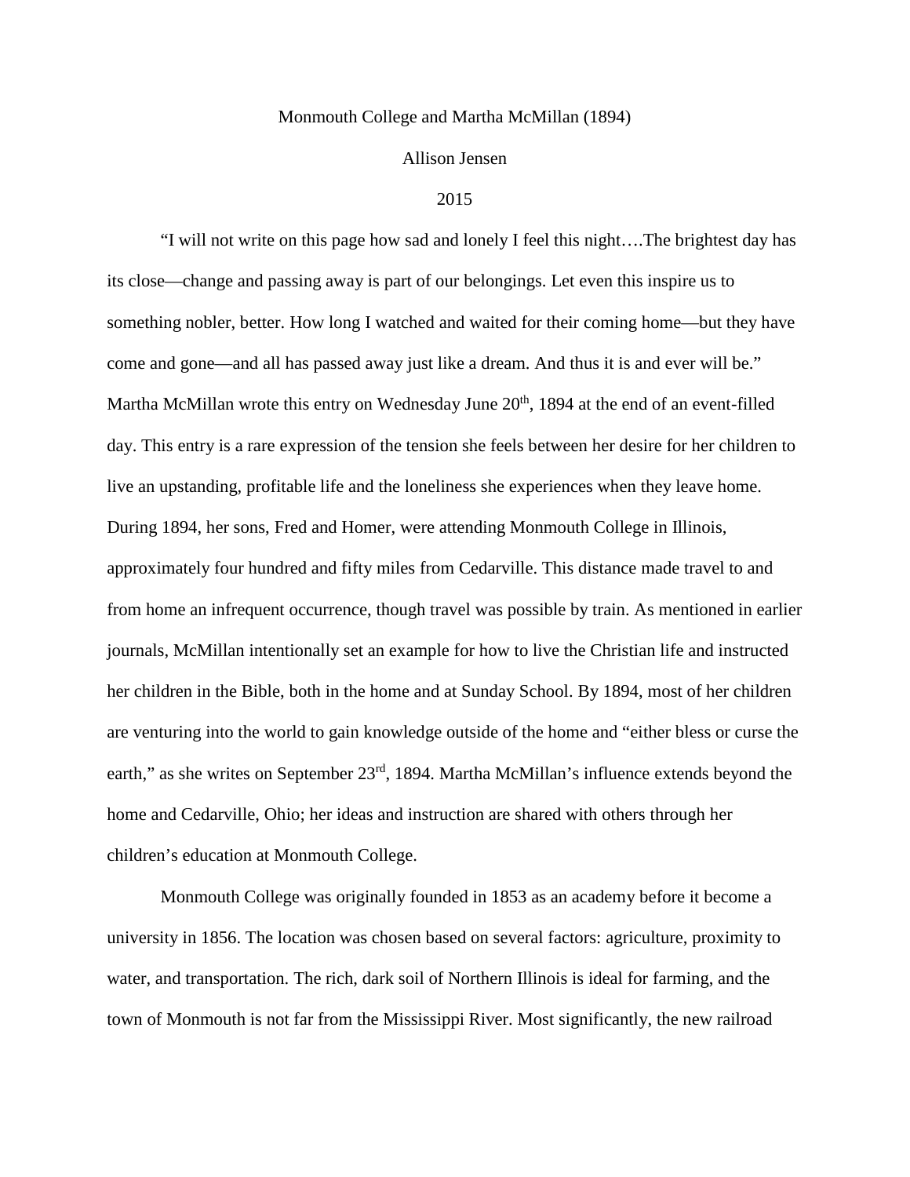Monmouth College and Martha McMillan (1894)

Allison Jensen

2015

"I will not write on this page how sad and lonely I feel this night….The brightest day has its close—change and passing away is part of our belongings. Let even this inspire us to something nobler, better. How long I watched and waited for their coming home—but they have come and gone—and all has passed away just like a dream. And thus it is and ever will be." Martha McMillan wrote this entry on Wednesday June 20th, 1894 at the end of an event-filled day. This entry is a rare expression of the tension she feels between her desire for her children to live an upstanding, profitable life and the loneliness she experiences when they leave home. During 1894, her sons, Fred and Homer, were attending Monmouth College in Illinois, approximately four hundred and fifty miles from Cedarville. This distance made travel to and from home an infrequent occurrence, though travel was possible by train. As mentioned in earlier journals, McMillan intentionally set an example for how to live the Christian life and instructed her children in the Bible, both in the home and at Sunday School. By 1894, most of her children are venturing into the world to gain knowledge outside of the home and "either bless or curse the earth," as she writes on September 23rd, 1894. Martha McMillan's influence extends beyond the home and Cedarville, Ohio; her ideas and instruction are shared with others through her children's education at Monmouth College.

Monmouth College was originally founded in 1853 as an academy before it become a university in 1856. The location was chosen based on several factors: agriculture, proximity to water, and transportation. The rich, dark soil of Northern Illinois is ideal for farming, and the town of Monmouth is not far from the Mississippi River. Most significantly, the new railroad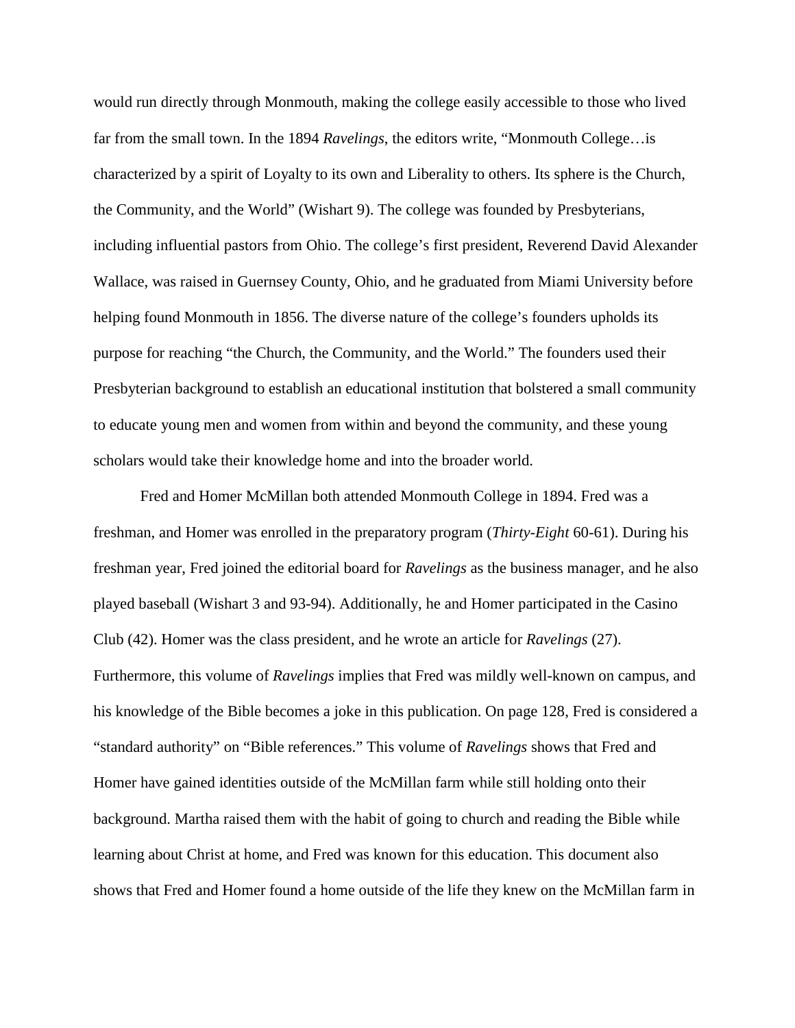would run directly through Monmouth, making the college easily accessible to those who lived far from the small town. In the 1894 *Ravelings*, the editors write, "Monmouth College…is characterized by a spirit of Loyalty to its own and Liberality to others. Its sphere is the Church, the Community, and the World" (Wishart 9). The college was founded by Presbyterians, including influential pastors from Ohio. The college's first president, Reverend David Alexander Wallace, was raised in Guernsey County, Ohio, and he graduated from Miami University before helping found Monmouth in 1856. The diverse nature of the college's founders upholds its purpose for reaching "the Church, the Community, and the World." The founders used their Presbyterian background to establish an educational institution that bolstered a small community to educate young men and women from within and beyond the community, and these young scholars would take their knowledge home and into the broader world.

Fred and Homer McMillan both attended Monmouth College in 1894. Fred was a freshman, and Homer was enrolled in the preparatory program (*Thirty-Eight* 60-61). During his freshman year, Fred joined the editorial board for *Ravelings* as the business manager, and he also played baseball (Wishart 3 and 93-94). Additionally, he and Homer participated in the Casino Club (42). Homer was the class president, and he wrote an article for *Ravelings* (27). Furthermore, this volume of *Ravelings* implies that Fred was mildly well-known on campus, and his knowledge of the Bible becomes a joke in this publication. On page 128, Fred is considered a "standard authority" on "Bible references." This volume of *Ravelings* shows that Fred and Homer have gained identities outside of the McMillan farm while still holding onto their background. Martha raised them with the habit of going to church and reading the Bible while learning about Christ at home, and Fred was known for this education. This document also shows that Fred and Homer found a home outside of the life they knew on the McMillan farm in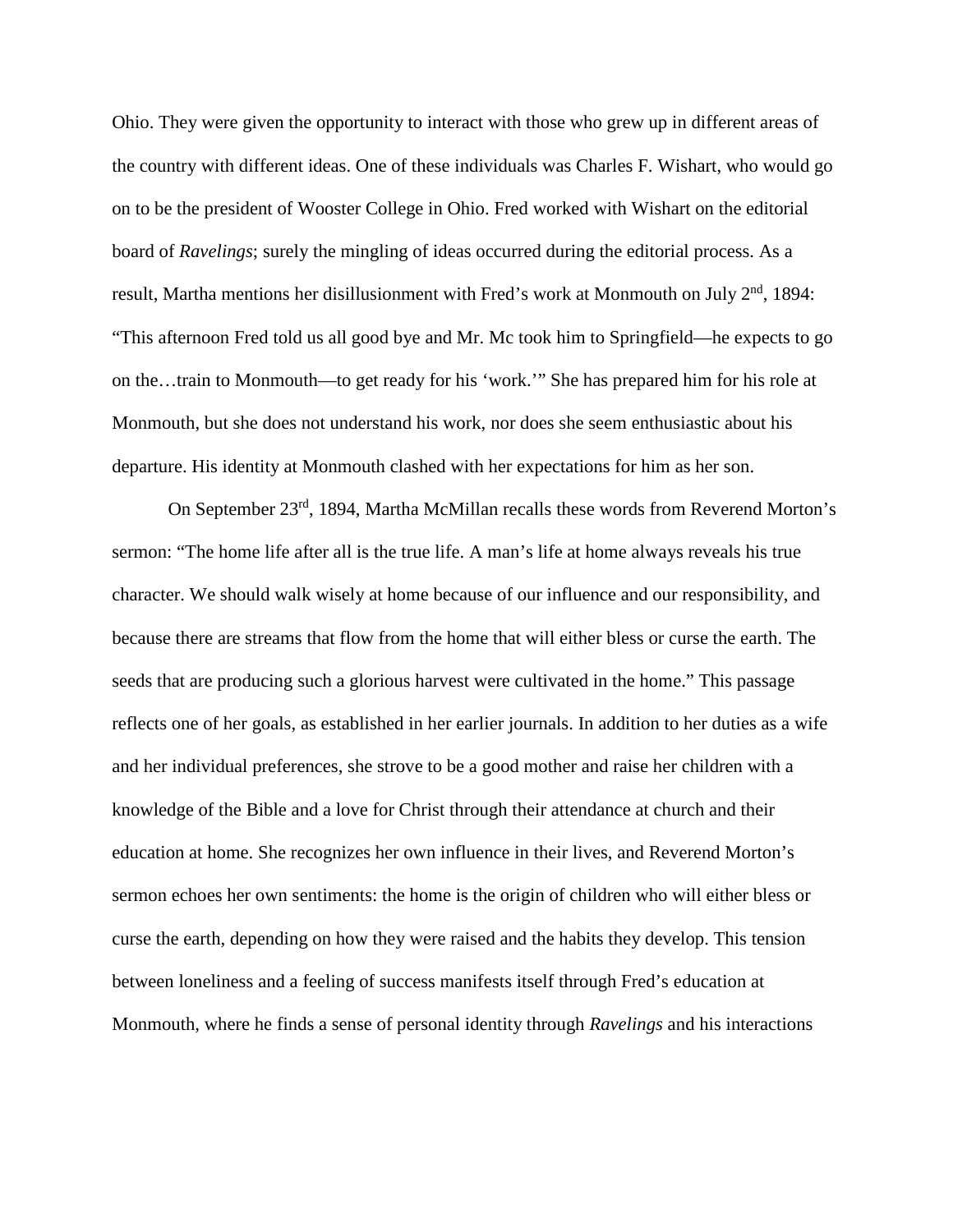Ohio. They were given the opportunity to interact with those who grew up in different areas of the country with different ideas. One of these individuals was Charles F. Wishart, who would go on to be the president of Wooster College in Ohio. Fred worked with Wishart on the editorial board of *Ravelings*; surely the mingling of ideas occurred during the editorial process. As a result, Martha mentions her disillusionment with Fred's work at Monmouth on July 2nd, 1894: "This afternoon Fred told us all good bye and Mr. Mc took him to Springfield—he expects to go on the…train to Monmouth—to get ready for his 'work.'" She has prepared him for his role at Monmouth, but she does not understand his work, nor does she seem enthusiastic about his departure. His identity at Monmouth clashed with her expectations for him as her son.

On September 23rd, 1894, Martha McMillan recalls these words from Reverend Morton's sermon: "The home life after all is the true life. A man's life at home always reveals his true character. We should walk wisely at home because of our influence and our responsibility, and because there are streams that flow from the home that will either bless or curse the earth. The seeds that are producing such a glorious harvest were cultivated in the home." This passage reflects one of her goals, as established in her earlier journals. In addition to her duties as a wife and her individual preferences, she strove to be a good mother and raise her children with a knowledge of the Bible and a love for Christ through their attendance at church and their education at home. She recognizes her own influence in their lives, and Reverend Morton's sermon echoes her own sentiments: the home is the origin of children who will either bless or curse the earth, depending on how they were raised and the habits they develop. This tension between loneliness and a feeling of success manifests itself through Fred's education at Monmouth, where he finds a sense of personal identity through *Ravelings* and his interactions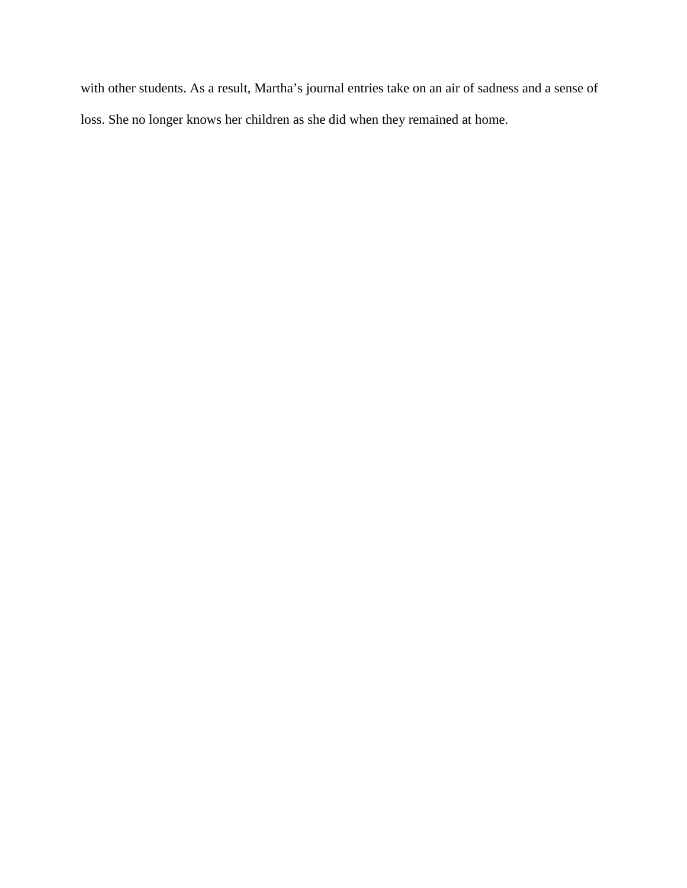with other students. As a result, Martha's journal entries take on an air of sadness and a sense of loss. She no longer knows her children as she did when they remained at home.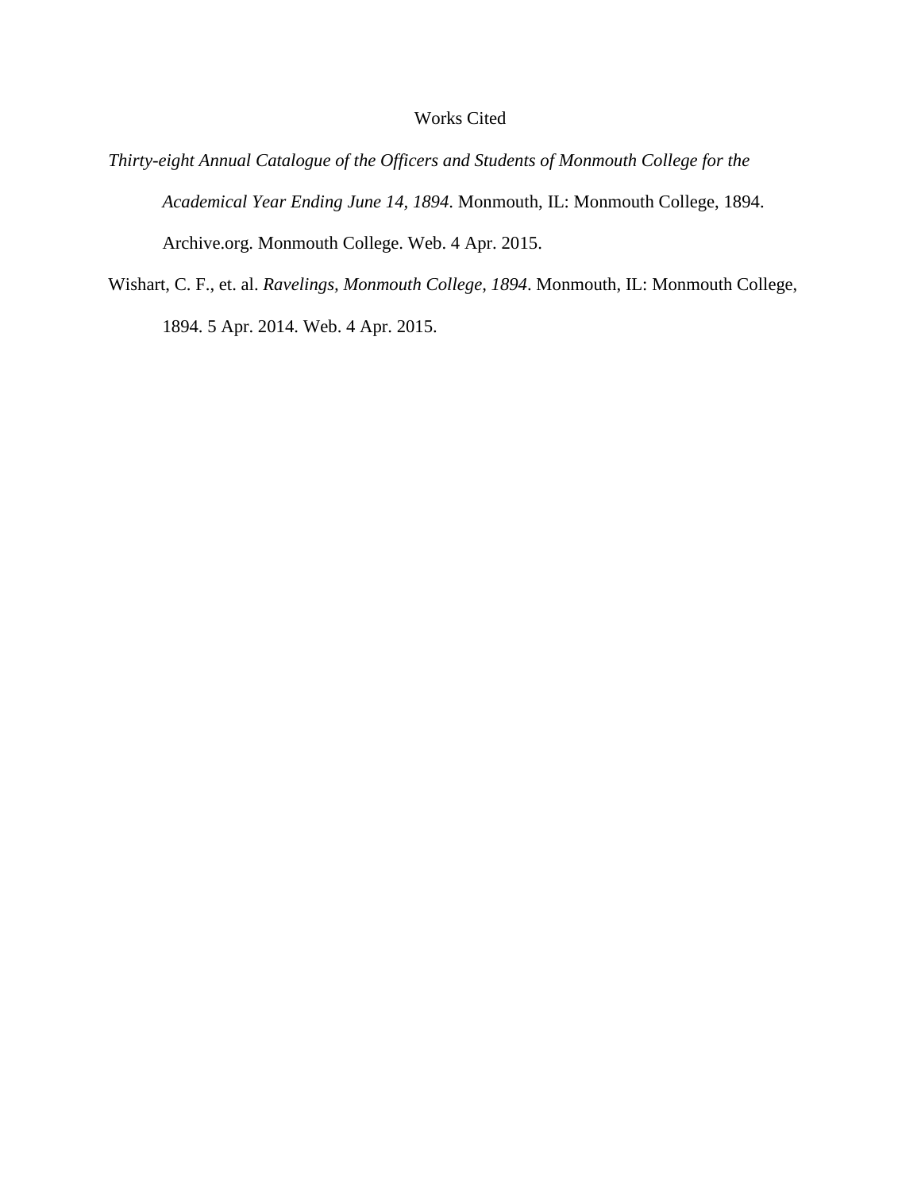# Works Cited

*Thirty-eight Annual Catalogue of the Officers and Students of Monmouth College for the Academical Year Ending June 14, 1894*. Monmouth, IL: Monmouth College, 1894. Archive.org. Monmouth College. Web. 4 Apr. 2015.

Wishart, C. F., et. al. *Ravelings, Monmouth College, 1894*. Monmouth, IL: Monmouth College, 1894. 5 Apr. 2014. Web. 4 Apr. 2015.